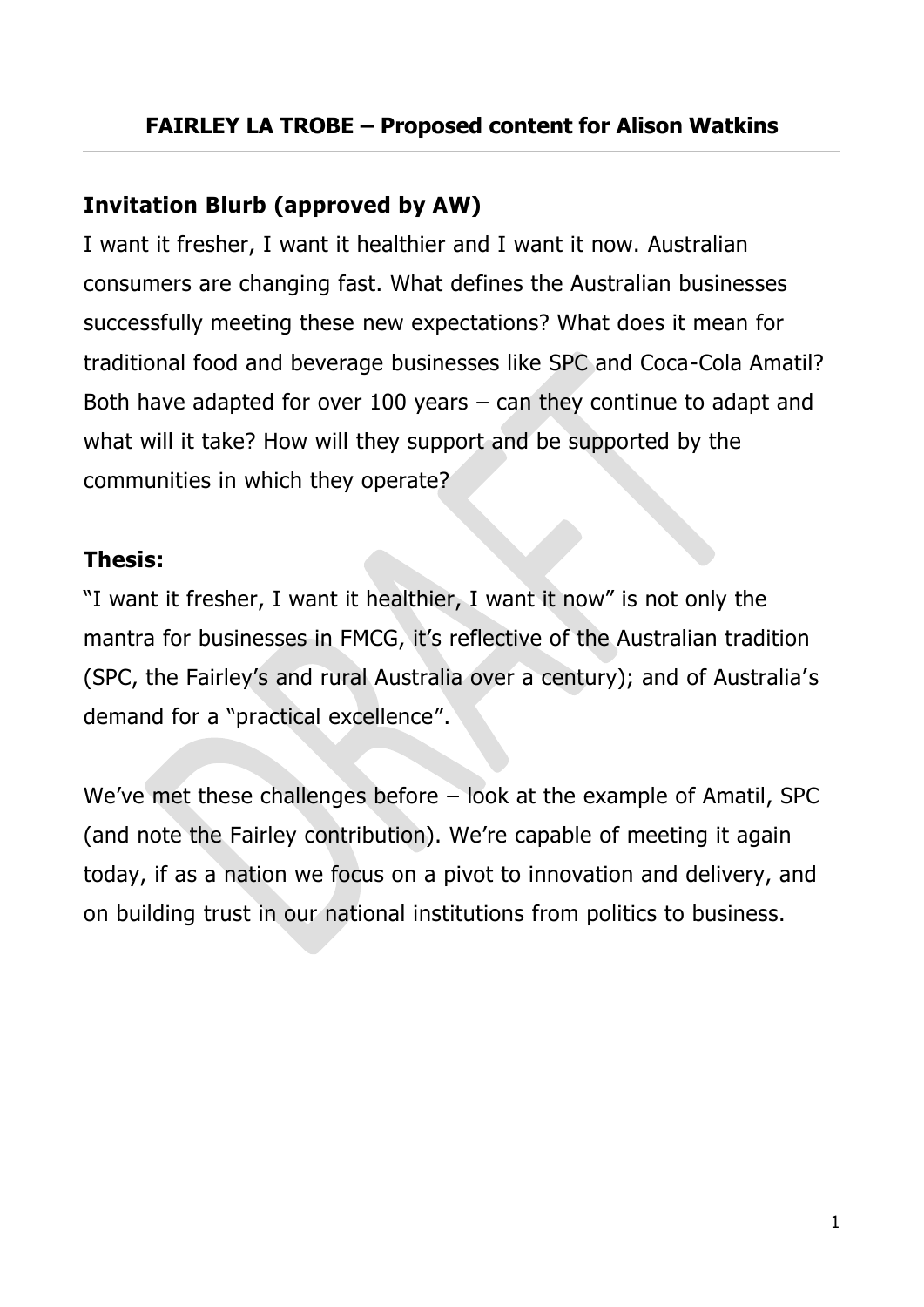# FAIRLEY LA TROBE – Proposed content for Alison Watkins

## Invitation Blurb (approved by AW)

I want it fresher, I want it healthier and I want it now. Australian consumers are changing fast. What defines the Australian businesses successfully meeting these new expectations? What does it mean for traditional food and beverage businesses like SPC and Coca-Cola Amatil? Both have adapted for over 100 years – can they continue to adapt and what will it take? How will they support and be supported by the communities in which they operate?

## Thesis:

"I want it fresher, I want it healthier, I want it now" is not only the mantra for businesses in FMCG, it's reflective of the Australian tradition (SPC, the Fairley's and rural Australia over a century); and of Australia's demand for a "practical excellence".

We've met these challenges before – look at the example of Amatil, SPC (and note the Fairley contribution). We're capable of meeting it again today, if as a nation we focus on a pivot to innovation and delivery, and on building <u>trust</u> in our national institutions from politics to business.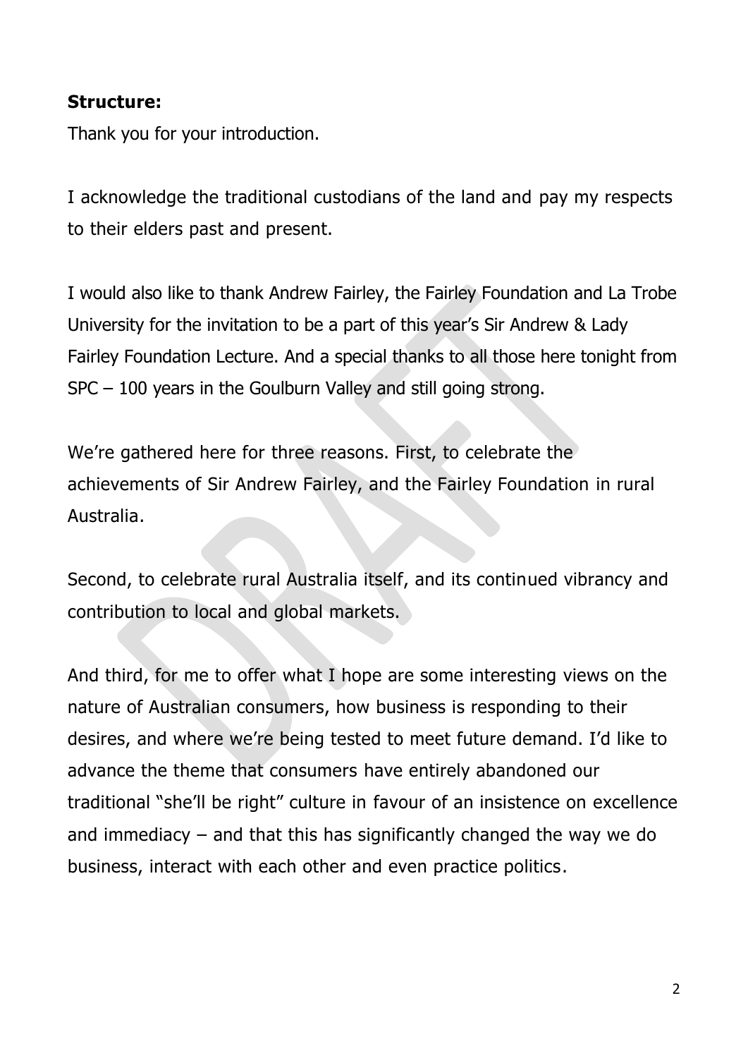**Structure:**

Thank you for your introduction.

I acknowledge the traditional custodians of the land and pay my respects to their elders past and present.

I would also like to thank Andrew Fairley, the Fairley Foundation and La Trobe University for the invitation to be a part of this year's Sir Andrew & Lady Fairley Foundation Lecture. And a special thanks to all those here tonight from SPC – 100 years in the Goulburn Valley and still going strong.

We're gathered here for three reasons. First, to celebrate the achievements of Sir Andrew Fairley, and the Fairley Foundation in rural Australia.

Second, to celebrate rural Australia itself, and its continued vibrancy and contribution to local and global markets.

And third, for me to offer what I hope are some interesting views on the nature of Australian consumers, how business is responding to their desires, and where we're being tested to meet future demand. I'd like to advance the theme that consumers have entirely abandoned our traditional "she'll be right" culture in favour of an insistence on excellence and immediacy – and that this has significantly changed the way we do business, interact with each other and even practice politics.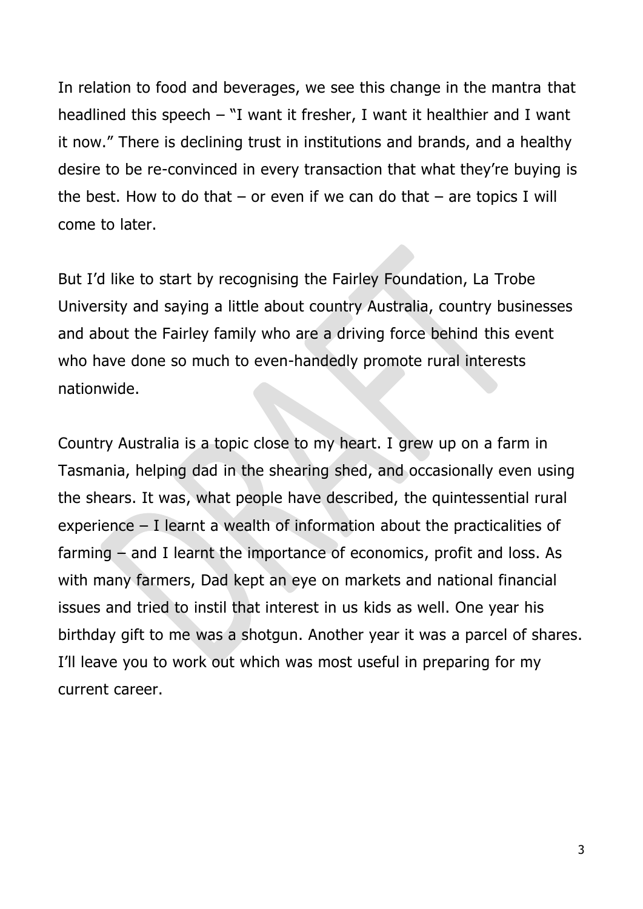In relation to food and beverages, we see this change in the mantra that headlined this speech – "I want it fresher, I want it healthier and I want it now." There is declining trust in institutions and brands, and a healthy desire to be re-convinced in every transaction that what they're buying is the best. How to do that – or even if we can do that – are topics I will come to later.

But I'd like to start by recognising the Fairley Foundation, La Trobe University and saying a little about country Australia, country businesses and about the Fairley family who are a driving force behind this event who have done so much to even-handedly promote rural interests nationwide.

Country Australia is a topic close to my heart. I grew up on a farm in Tasmania, helping dad in the shearing shed, and occasionally even using the shears. It was, what people have described, the quintessential rural experience – I learnt a wealth of information about the practicalities of farming – and I learnt the importance of economics, profit and loss. As with many farmers, Dad kept an eye on markets and national financial issues and tried to instil that interest in us kids as well. One year his birthday gift to me was a shotgun. Another year it was a parcel of shares. I'll leave you to work out which was most useful in preparing for my current career.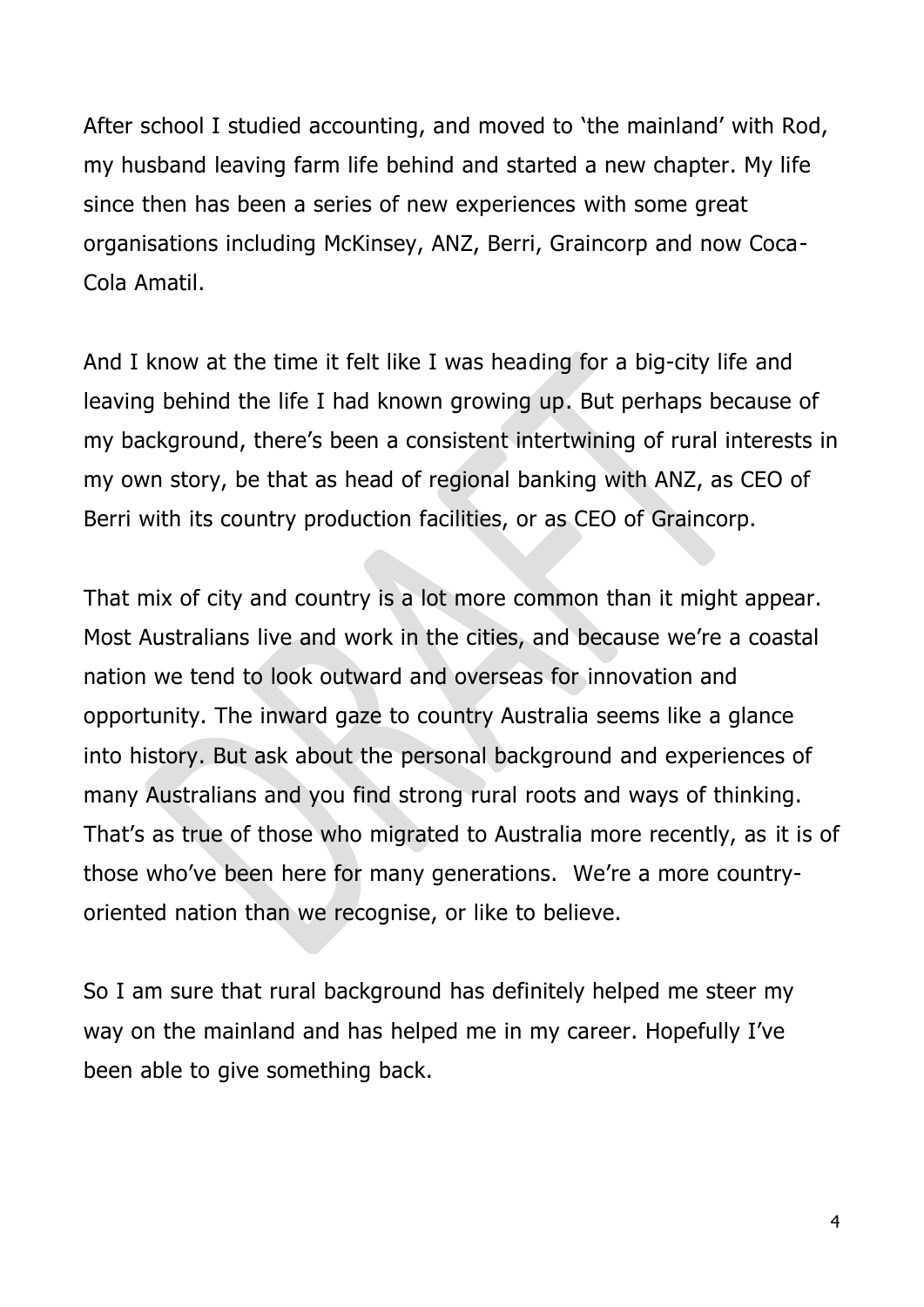After school I studied accounting, and moved to 'the mainland' with Rod, my husband leaving farm life behind and started a new chapter. My life since then has been a series of new experiences with some great organisations including McKinsey, ANZ, Berri, Graincorp and now Coca-Cola Amatil.

And I know at the time it felt like I was heading for a big-city life and leaving behind the life I had known growing up. But perhaps because of my background, there's been a consistent intertwining of rural interests in my own story, be that as head of regional banking with ANZ, as CEO of Berri with its country production facilities, or as CEO of Graincorp.

That mix of city and country is a lot more common than it might appear. Most Australians live and work in the cities, and because we're a coastal nation we tend to look outward and overseas for innovation and opportunity. The inward gaze to country Australia seems like a glance into history. But ask about the personal background and experiences of many Australians and you find strong rural roots and ways of thinking. That's as true of those who migrated to Australia more recently, as it is of those who've been here for many generations. We're a more country-oriented nation than we recognise, or like to believe.

So I am sure that rural background has definitely helped me steer my way on the mainland and has helped me in my career. Hopefully I've been able to give something back.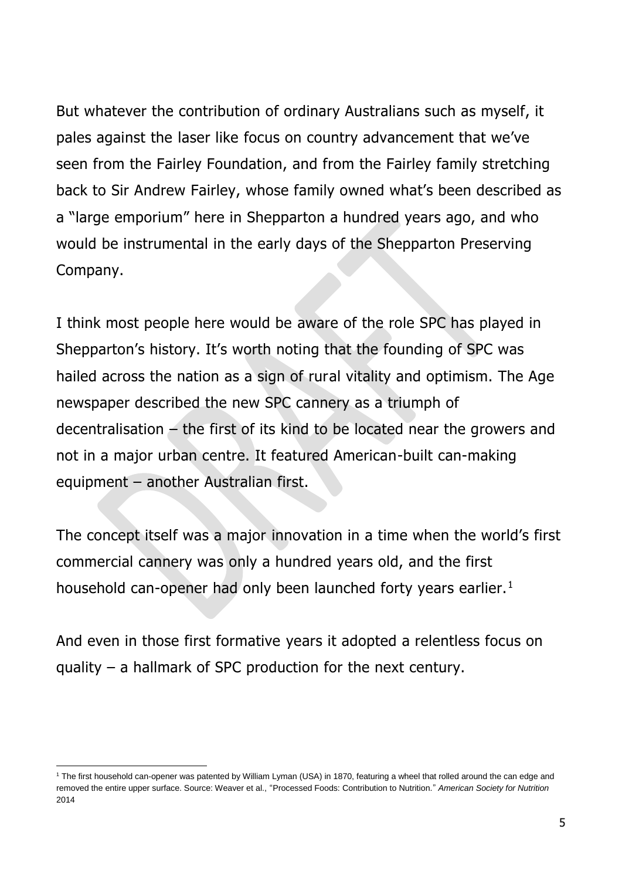But whatever the contribution of ordinary Australians such as myself, it pales against the laser like focus on country advancement that we've seen from the Fairley Foundation, and from the Fairley family stretching back to Sir Andrew Fairley, whose family owned what's been described as a "large emporium" here in Shepparton a hundred years ago, and who would be instrumental in the early days of the Shepparton Preserving Company.

I think most people here would be aware of the role SPC has played in Shepparton's history. It's worth noting that the founding of SPC was hailed across the nation as a sign of rural vitality and optimism. The Age newspaper described the new SPC cannery as a triumph of decentralisation – the first of its kind to be located near the growers and not in a major urban centre. It featured American-built can-making equipment – another Australian first.

The concept itself was a major innovation in a time when the world's first commercial cannery was only a hundred years old, and the first household can-opener had only been launched forty years earlier.[1]

And even in those first formative years it adopted a relentless focus on quality – a hallmark of SPC production for the next century.

---

[1] The first household can-opener was patented by William Lyman (USA) in 1870, featuring a wheel that rolled around the can edge and removed the entire upper surface. Source: Weaver et al., "Processed Foods: Contribution to Nutrition." *American Society for Nutrition* 2014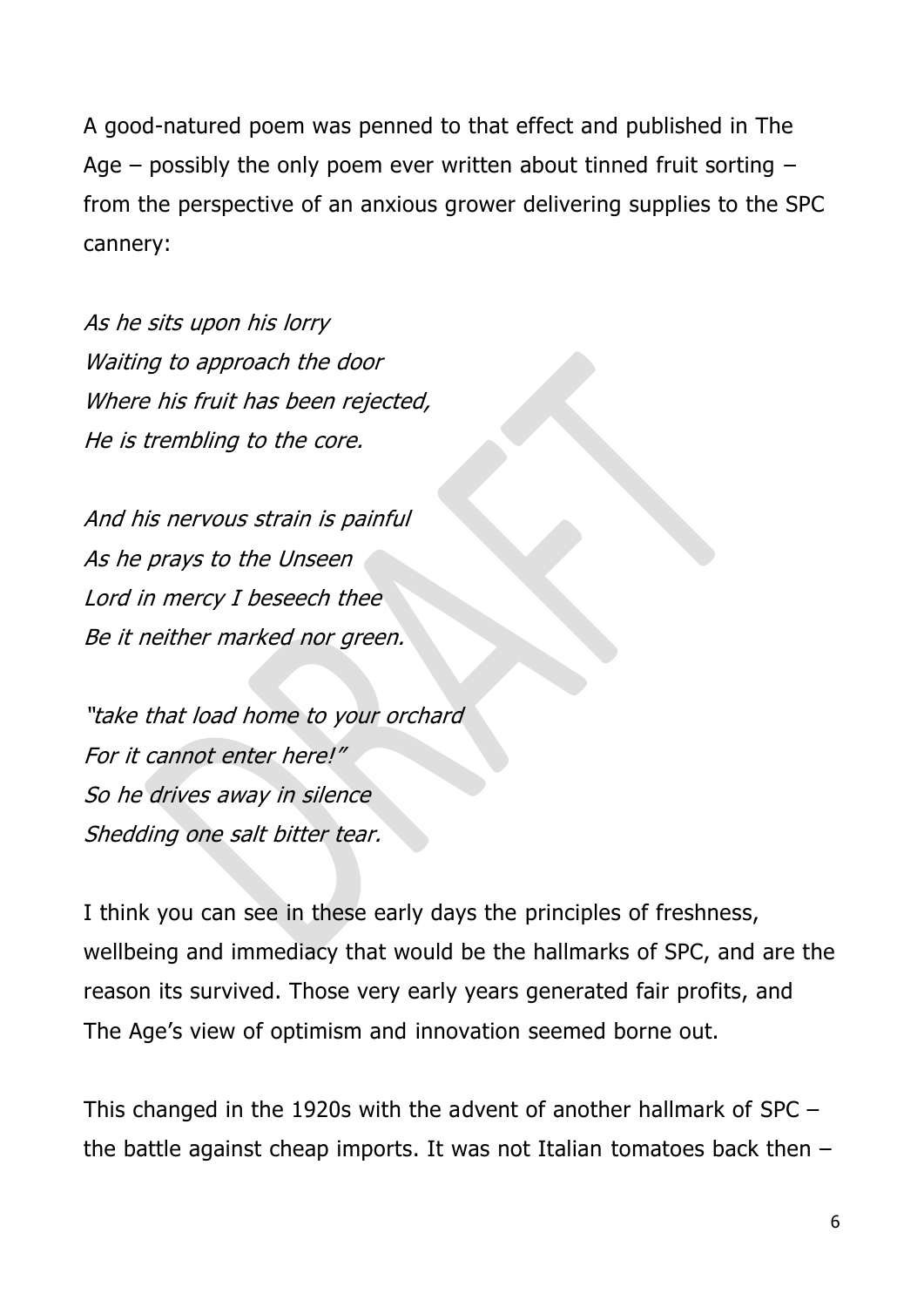A good-natured poem was penned to that effect and published in The Age – possibly the only poem ever written about tinned fruit sorting – from the perspective of an anxious grower delivering supplies to the SPC cannery:

*As he sits upon his lorry*  
*Waiting to approach the door*  
*Where his fruit has been rejected,*  
*He is trembling to the core.*

*And his nervous strain is painful*  
*As he prays to the Unseen*  
*Lord in mercy I beseech thee*  
*Be it neither marked nor green.*

*"take that load home to your orchard*  
*For it cannot enter here!"*  
*So he drives away in silence*  
*Shedding one salt bitter tear.*

I think you can see in these early days the principles of freshness, wellbeing and immediacy that would be the hallmarks of SPC, and are the reason its survived. Those very early years generated fair profits, and The Age's view of optimism and innovation seemed borne out.

This changed in the 1920s with the advent of another hallmark of SPC – the battle against cheap imports. It was not Italian tomatoes back then –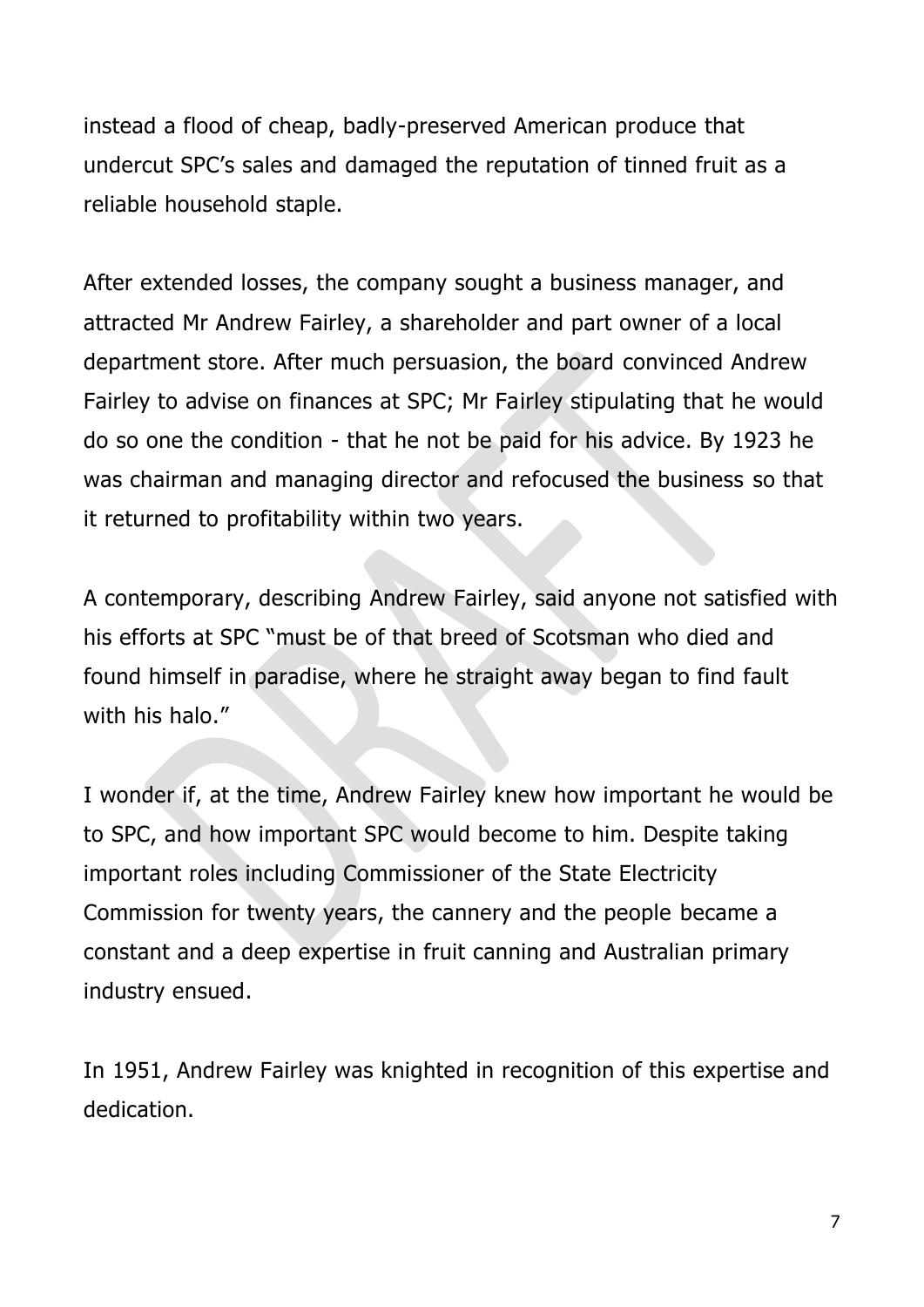instead a flood of cheap, badly-preserved American produce that undercut SPC's sales and damaged the reputation of tinned fruit as a reliable household staple.

After extended losses, the company sought a business manager, and attracted Mr Andrew Fairley, a shareholder and part owner of a local department store. After much persuasion, the board convinced Andrew Fairley to advise on finances at SPC; Mr Fairley stipulating that he would do so one the condition - that he not be paid for his advice. By 1923 he was chairman and managing director and refocused the business so that it returned to profitability within two years.

A contemporary, describing Andrew Fairley, said anyone not satisfied with his efforts at SPC "must be of that breed of Scotsman who died and found himself in paradise, where he straight away began to find fault with his halo."

I wonder if, at the time, Andrew Fairley knew how important he would be to SPC, and how important SPC would become to him. Despite taking important roles including Commissioner of the State Electricity Commission for twenty years, the cannery and the people became a constant and a deep expertise in fruit canning and Australian primary industry ensued.

In 1951, Andrew Fairley was knighted in recognition of this expertise and dedication.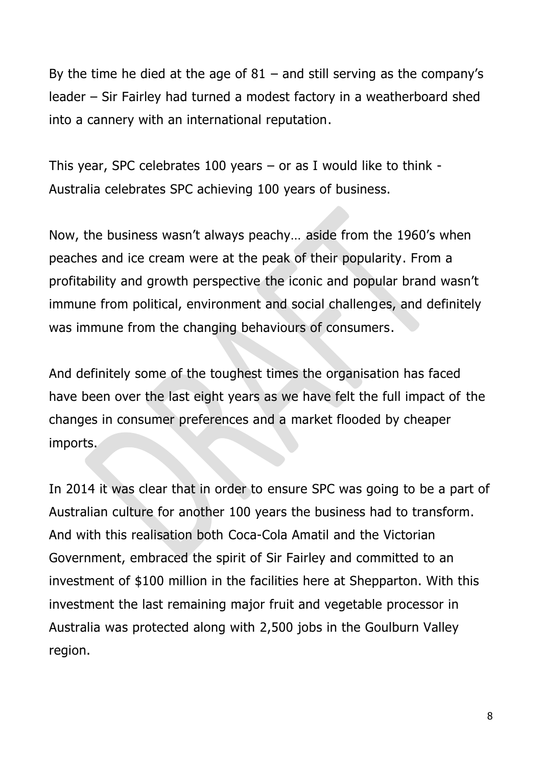By the time he died at the age of 81 – and still serving as the company's leader – Sir Fairley had turned a modest factory in a weatherboard shed into a cannery with an international reputation.

This year, SPC celebrates 100 years – or as I would like to think - Australia celebrates SPC achieving 100 years of business.

Now, the business wasn't always peachy… aside from the 1960's when peaches and ice cream were at the peak of their popularity. From a profitability and growth perspective the iconic and popular brand wasn't immune from political, environment and social challenges, and definitely was immune from the changing behaviours of consumers.

And definitely some of the toughest times the organisation has faced have been over the last eight years as we have felt the full impact of the changes in consumer preferences and a market flooded by cheaper imports.

In 2014 it was clear that in order to ensure SPC was going to be a part of Australian culture for another 100 years the business had to transform. And with this realisation both Coca-Cola Amatil and the Victorian Government, embraced the spirit of Sir Fairley and committed to an investment of $100 million in the facilities here at Shepparton. With this investment the last remaining major fruit and vegetable processor in Australia was protected along with 2,500 jobs in the Goulburn Valley region.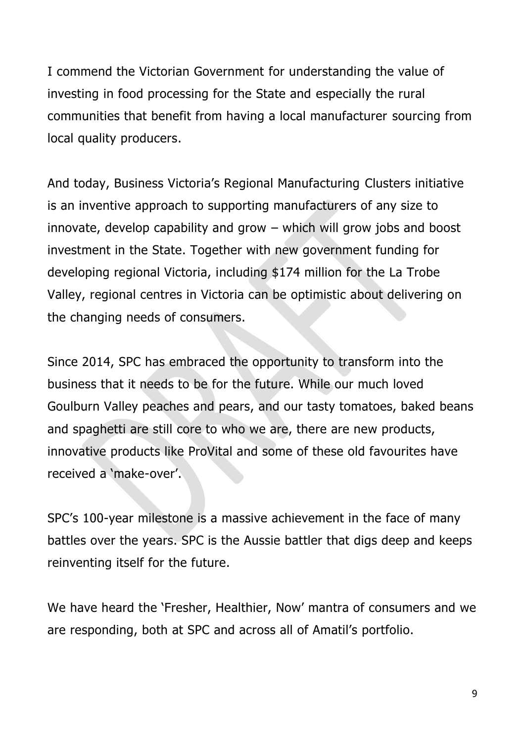I commend the Victorian Government for understanding the value of investing in food processing for the State and especially the rural communities that benefit from having a local manufacturer sourcing from local quality producers.

And today, Business Victoria's Regional Manufacturing Clusters initiative is an inventive approach to supporting manufacturers of any size to innovate, develop capability and grow – which will grow jobs and boost investment in the State. Together with new government funding for developing regional Victoria, including $174 million for the La Trobe Valley, regional centres in Victoria can be optimistic about delivering on the changing needs of consumers.

Since 2014, SPC has embraced the opportunity to transform into the business that it needs to be for the future. While our much loved Goulburn Valley peaches and pears, and our tasty tomatoes, baked beans and spaghetti are still core to who we are, there are new products, innovative products like ProVital and some of these old favourites have received a 'make-over'.

SPC's 100-year milestone is a massive achievement in the face of many battles over the years. SPC is the Aussie battler that digs deep and keeps reinventing itself for the future.

We have heard the 'Fresher, Healthier, Now' mantra of consumers and we are responding, both at SPC and across all of Amatil's portfolio.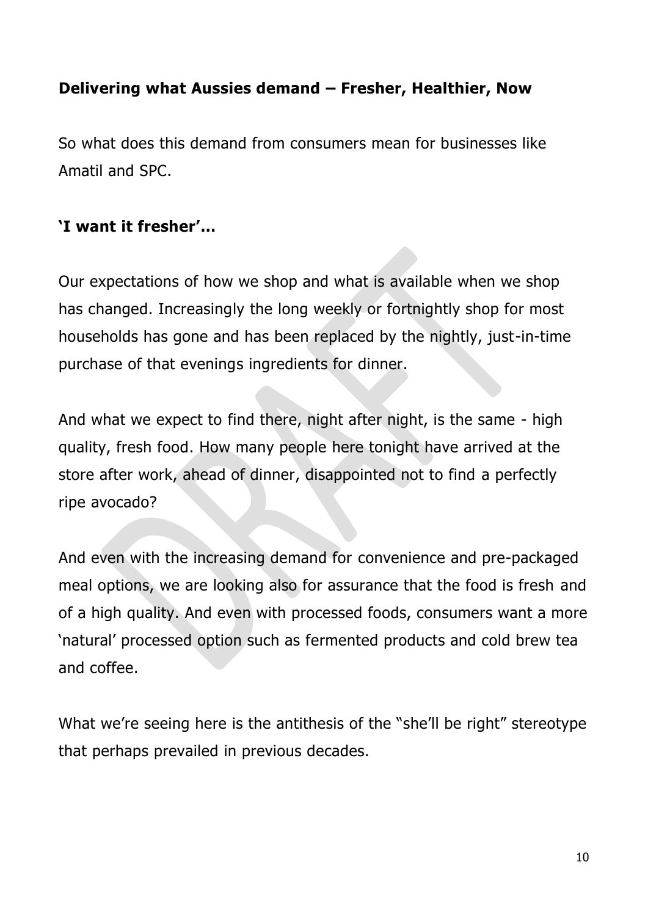**Delivering what Aussies demand – Fresher, Healthier, Now**

So what does this demand from consumers mean for businesses like Amatil and SPC.

**'I want it fresher'…**

Our expectations of how we shop and what is available when we shop has changed. Increasingly the long weekly or fortnightly shop for most households has gone and has been replaced by the nightly, just-in-time purchase of that evenings ingredients for dinner.

And what we expect to find there, night after night, is the same - high quality, fresh food. How many people here tonight have arrived at the store after work, ahead of dinner, disappointed not to find a perfectly ripe avocado?

And even with the increasing demand for convenience and pre-packaged meal options, we are looking also for assurance that the food is fresh and of a high quality. And even with processed foods, consumers want a more 'natural' processed option such as fermented products and cold brew tea and coffee.

What we're seeing here is the antithesis of the "she'll be right" stereotype that perhaps prevailed in previous decades.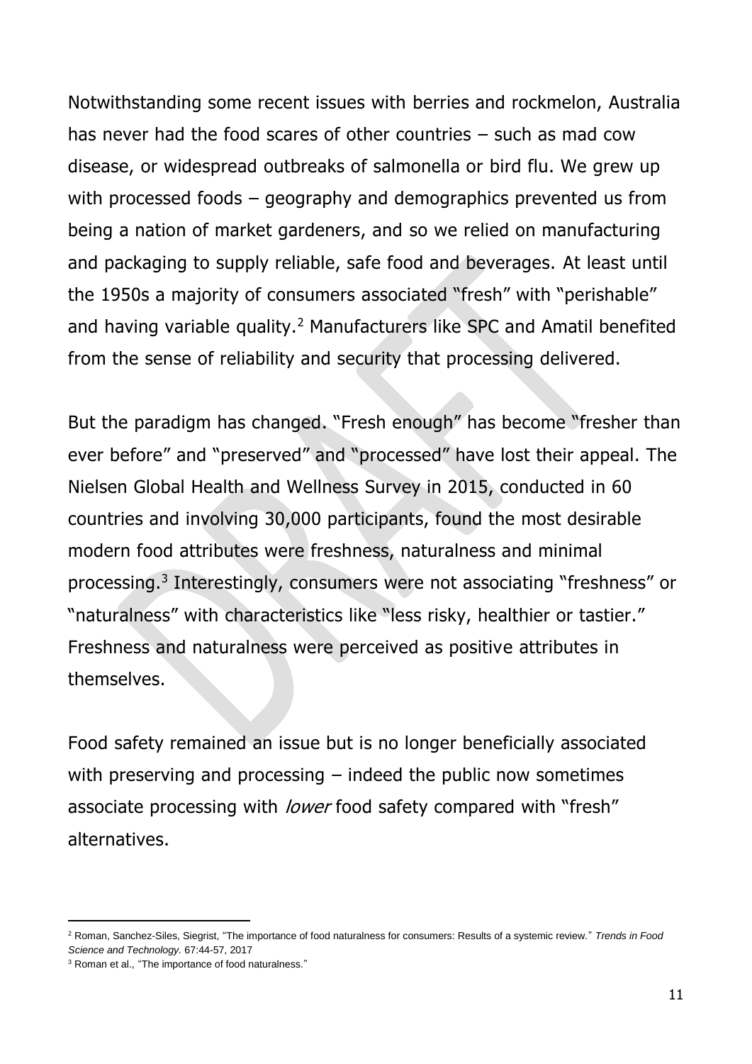Notwithstanding some recent issues with berries and rockmelon, Australia has never had the food scares of other countries – such as mad cow disease, or widespread outbreaks of salmonella or bird flu. We grew up with processed foods – geography and demographics prevented us from being a nation of market gardeners, and so we relied on manufacturing and packaging to supply reliable, safe food and beverages. At least until the 1950s a majority of consumers associated "fresh" with "perishable" and having variable quality.[2] Manufacturers like SPC and Amatil benefited from the sense of reliability and security that processing delivered.

But the paradigm has changed. "Fresh enough" has become "fresher than ever before" and "preserved" and "processed" have lost their appeal. The Nielsen Global Health and Wellness Survey in 2015, conducted in 60 countries and involving 30,000 participants, found the most desirable modern food attributes were freshness, naturalness and minimal processing.[3] Interestingly, consumers were not associating "freshness" or "naturalness" with characteristics like "less risky, healthier or tastier." Freshness and naturalness were perceived as positive attributes in themselves.

Food safety remained an issue but is no longer beneficially associated with preserving and processing – indeed the public now sometimes associate processing with *lower* food safety compared with "fresh" alternatives.

---

[2] Roman, Sanchez-Siles, Siegrist, "The importance of food naturalness for consumers: Results of a systemic review." *Trends in Food Science and Technology.* 67:44-57, 2017

[3] Roman et al., "The importance of food naturalness."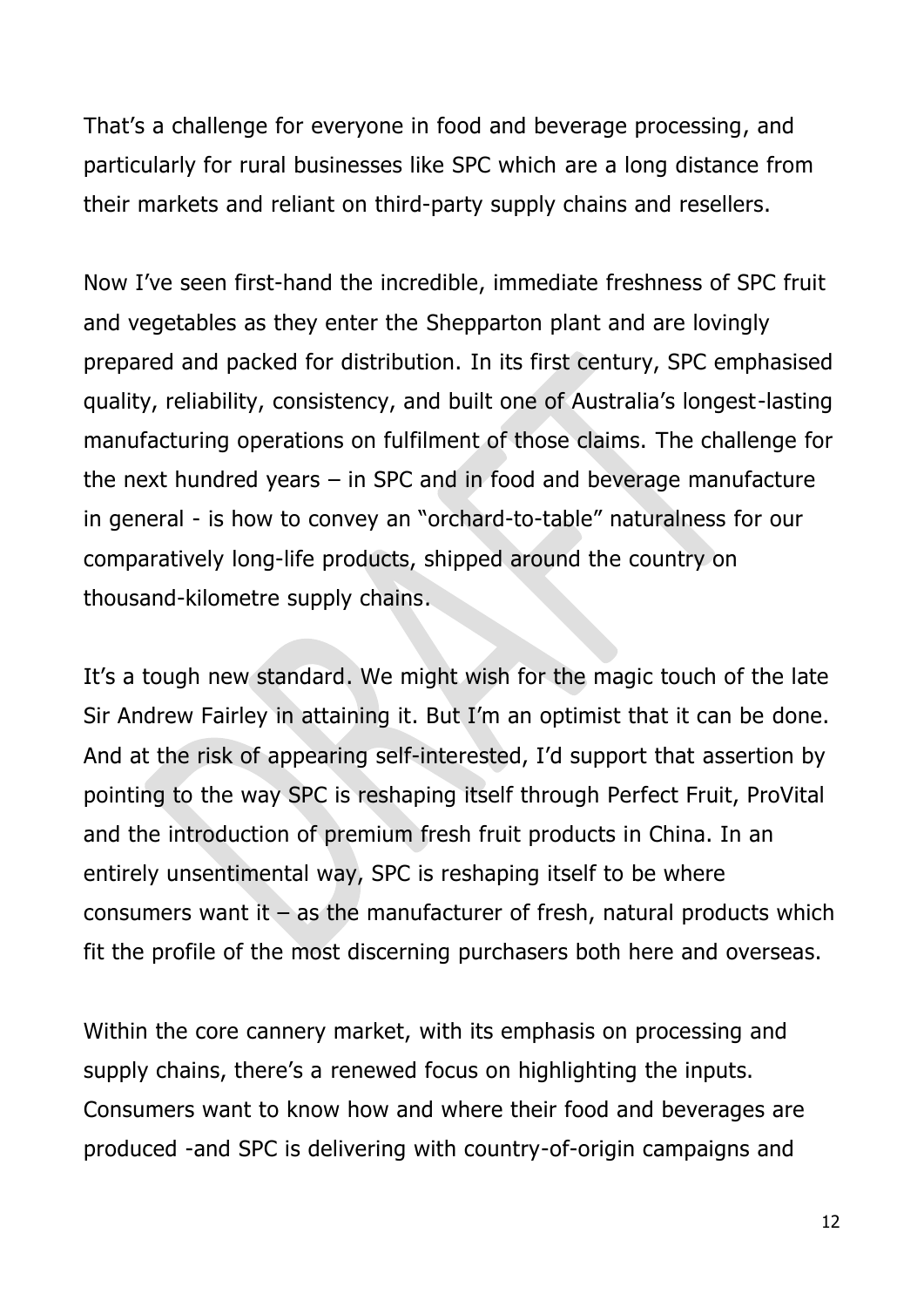That's a challenge for everyone in food and beverage processing, and particularly for rural businesses like SPC which are a long distance from their markets and reliant on third-party supply chains and resellers.

Now I've seen first-hand the incredible, immediate freshness of SPC fruit and vegetables as they enter the Shepparton plant and are lovingly prepared and packed for distribution. In its first century, SPC emphasised quality, reliability, consistency, and built one of Australia's longest-lasting manufacturing operations on fulfilment of those claims. The challenge for the next hundred years – in SPC and in food and beverage manufacture in general - is how to convey an "orchard-to-table" naturalness for our comparatively long-life products, shipped around the country on thousand-kilometre supply chains.

It's a tough new standard. We might wish for the magic touch of the late Sir Andrew Fairley in attaining it. But I'm an optimist that it can be done. And at the risk of appearing self-interested, I'd support that assertion by pointing to the way SPC is reshaping itself through Perfect Fruit, ProVital and the introduction of premium fresh fruit products in China. In an entirely unsentimental way, SPC is reshaping itself to be where consumers want it – as the manufacturer of fresh, natural products which fit the profile of the most discerning purchasers both here and overseas.

Within the core cannery market, with its emphasis on processing and supply chains, there's a renewed focus on highlighting the inputs. Consumers want to know how and where their food and beverages are produced -and SPC is delivering with country-of-origin campaigns and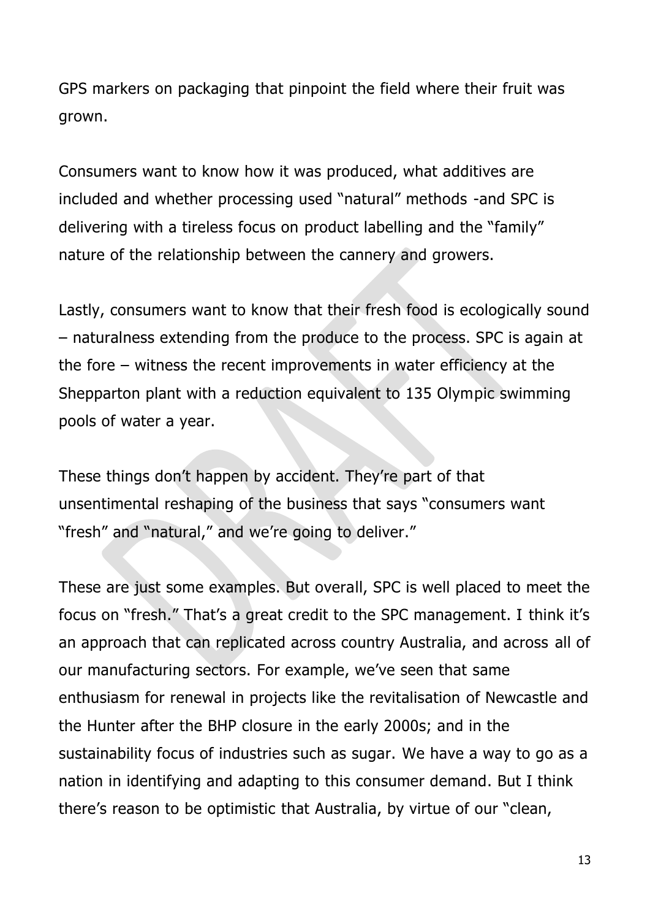GPS markers on packaging that pinpoint the field where their fruit was grown.

Consumers want to know how it was produced, what additives are included and whether processing used "natural" methods -and SPC is delivering with a tireless focus on product labelling and the "family" nature of the relationship between the cannery and growers.

Lastly, consumers want to know that their fresh food is ecologically sound – naturalness extending from the produce to the process. SPC is again at the fore – witness the recent improvements in water efficiency at the Shepparton plant with a reduction equivalent to 135 Olympic swimming pools of water a year.

These things don't happen by accident. They're part of that unsentimental reshaping of the business that says "consumers want "fresh" and "natural," and we're going to deliver."

These are just some examples. But overall, SPC is well placed to meet the focus on "fresh." That's a great credit to the SPC management. I think it's an approach that can replicated across country Australia, and across all of our manufacturing sectors. For example, we've seen that same enthusiasm for renewal in projects like the revitalisation of Newcastle and the Hunter after the BHP closure in the early 2000s; and in the sustainability focus of industries such as sugar. We have a way to go as a nation in identifying and adapting to this consumer demand. But I think there's reason to be optimistic that Australia, by virtue of our "clean,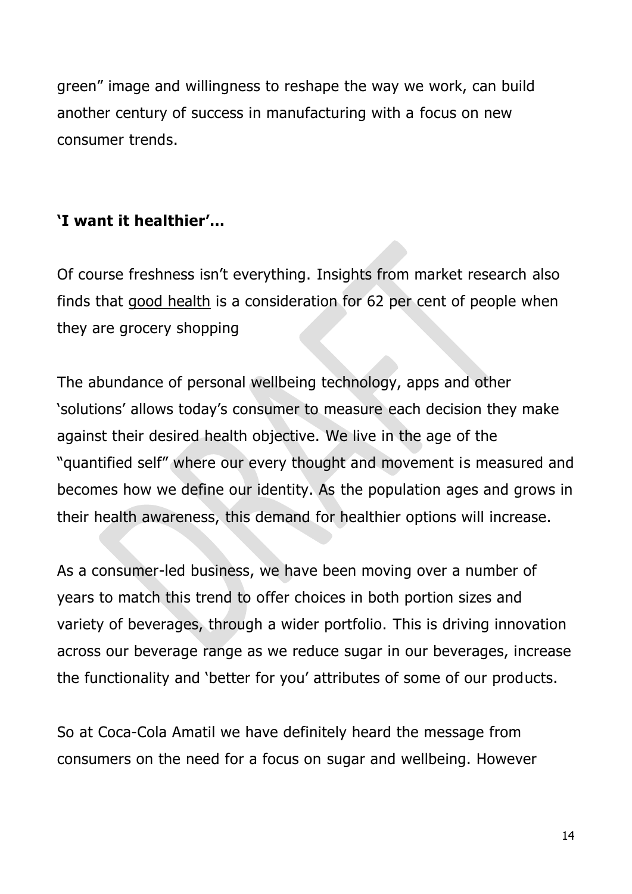green" image and willingness to reshape the way we work, can build another century of success in manufacturing with a focus on new consumer trends.

**'I want it healthier'…**

Of course freshness isn't everything. Insights from market research also finds that good health is a consideration for 62 per cent of people when they are grocery shopping

The abundance of personal wellbeing technology, apps and other 'solutions' allows today's consumer to measure each decision they make against their desired health objective. We live in the age of the "quantified self" where our every thought and movement is measured and becomes how we define our identity. As the population ages and grows in their health awareness, this demand for healthier options will increase.

As a consumer-led business, we have been moving over a number of years to match this trend to offer choices in both portion sizes and variety of beverages, through a wider portfolio. This is driving innovation across our beverage range as we reduce sugar in our beverages, increase the functionality and 'better for you' attributes of some of our products.

So at Coca-Cola Amatil we have definitely heard the message from consumers on the need for a focus on sugar and wellbeing. However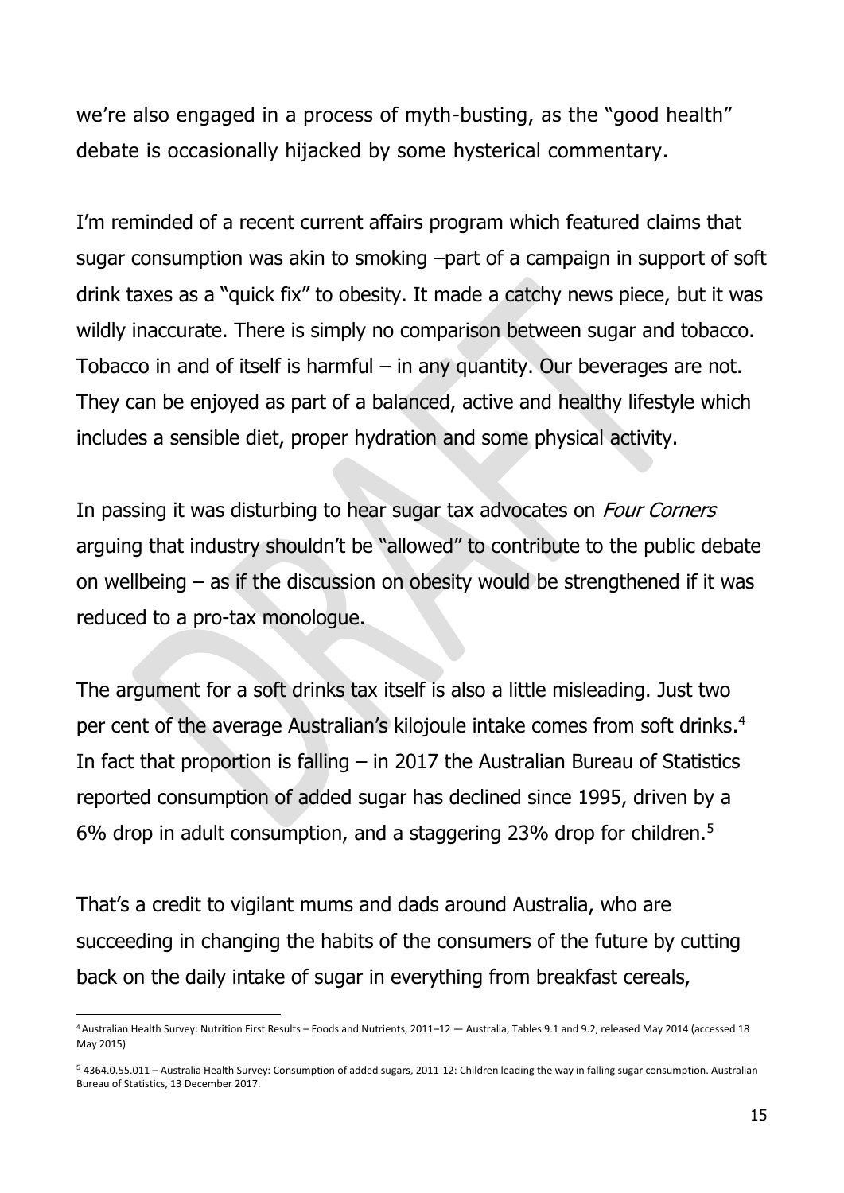we're also engaged in a process of myth-busting, as the "good health" debate is occasionally hijacked by some hysterical commentary.

I'm reminded of a recent current affairs program which featured claims that sugar consumption was akin to smoking –part of a campaign in support of soft drink taxes as a "quick fix" to obesity. It made a catchy news piece, but it was wildly inaccurate. There is simply no comparison between sugar and tobacco. Tobacco in and of itself is harmful – in any quantity. Our beverages are not. They can be enjoyed as part of a balanced, active and healthy lifestyle which includes a sensible diet, proper hydration and some physical activity.

In passing it was disturbing to hear sugar tax advocates on *Four Corners* arguing that industry shouldn't be "allowed" to contribute to the public debate on wellbeing – as if the discussion on obesity would be strengthened if it was reduced to a pro-tax monologue.

The argument for a soft drinks tax itself is also a little misleading. Just two per cent of the average Australian's kilojoule intake comes from soft drinks.[4] In fact that proportion is falling – in 2017 the Australian Bureau of Statistics reported consumption of added sugar has declined since 1995, driven by a 6% drop in adult consumption, and a staggering 23% drop for children.[5]

That's a credit to vigilant mums and dads around Australia, who are succeeding in changing the habits of the consumers of the future by cutting back on the daily intake of sugar in everything from breakfast cereals,

---

[4] Australian Health Survey: Nutrition First Results – Foods and Nutrients, 2011–12 — Australia, Tables 9.1 and 9.2, released May 2014 (accessed 18 May 2015)

[5] 4364.0.55.011 – Australia Health Survey: Consumption of added sugars, 2011-12: Children leading the way in falling sugar consumption. Australian Bureau of Statistics, 13 December 2017.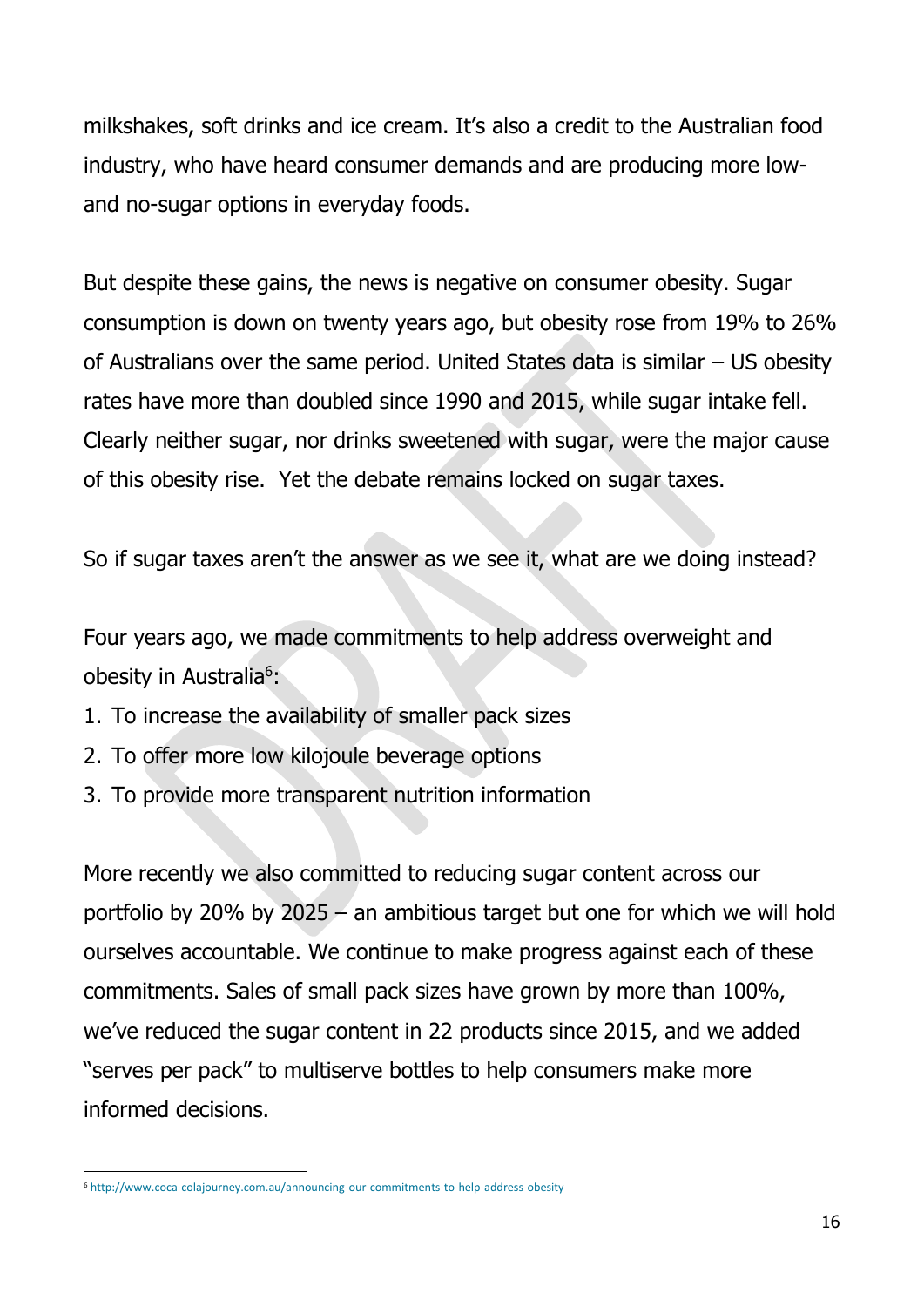milkshakes, soft drinks and ice cream. It's also a credit to the Australian food industry, who have heard consumer demands and are producing more low- and no-sugar options in everyday foods.

But despite these gains, the news is negative on consumer obesity. Sugar consumption is down on twenty years ago, but obesity rose from 19% to 26% of Australians over the same period. United States data is similar – US obesity rates have more than doubled since 1990 and 2015, while sugar intake fell. Clearly neither sugar, nor drinks sweetened with sugar, were the major cause of this obesity rise. Yet the debate remains locked on sugar taxes.

So if sugar taxes aren't the answer as we see it, what are we doing instead?

Four years ago, we made commitments to help address overweight and obesity in Australia[6]:

1. To increase the availability of smaller pack sizes
2. To offer more low kilojoule beverage options
3. To provide more transparent nutrition information

More recently we also committed to reducing sugar content across our portfolio by 20% by 2025 – an ambitious target but one for which we will hold ourselves accountable. We continue to make progress against each of these commitments. Sales of small pack sizes have grown by more than 100%, we've reduced the sugar content in 22 products since 2015, and we added "serves per pack" to multiserve bottles to help consumers make more informed decisions.

[6] http://www.coca-colajourney.com.au/announcing-our-commitments-to-help-address-obesity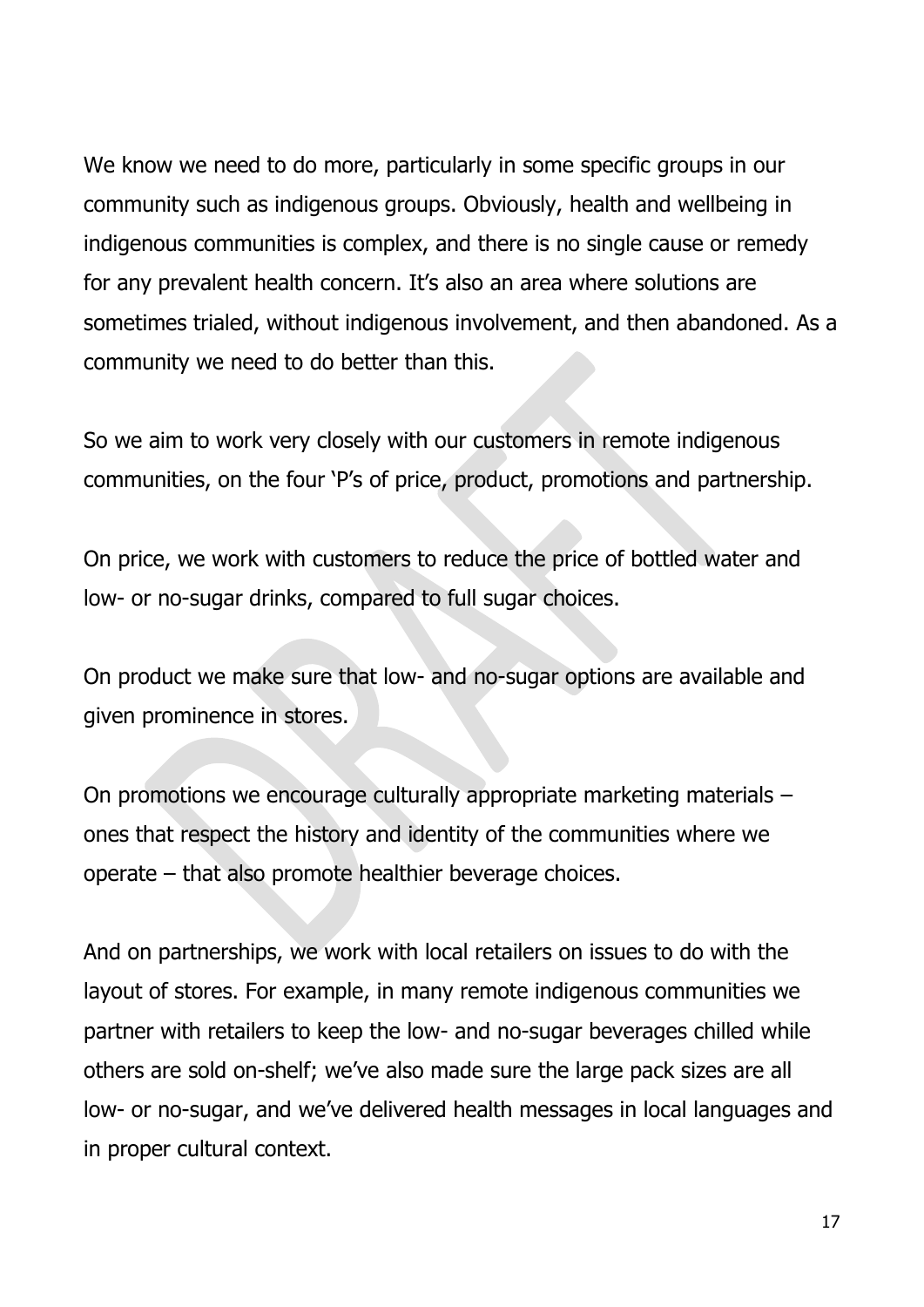We know we need to do more, particularly in some specific groups in our community such as indigenous groups. Obviously, health and wellbeing in indigenous communities is complex, and there is no single cause or remedy for any prevalent health concern. It's also an area where solutions are sometimes trialed, without indigenous involvement, and then abandoned. As a community we need to do better than this.

So we aim to work very closely with our customers in remote indigenous communities, on the four 'P's of price, product, promotions and partnership.

On price, we work with customers to reduce the price of bottled water and low- or no-sugar drinks, compared to full sugar choices.

On product we make sure that low- and no-sugar options are available and given prominence in stores.

On promotions we encourage culturally appropriate marketing materials – ones that respect the history and identity of the communities where we operate – that also promote healthier beverage choices.

And on partnerships, we work with local retailers on issues to do with the layout of stores. For example, in many remote indigenous communities we partner with retailers to keep the low- and no-sugar beverages chilled while others are sold on-shelf; we've also made sure the large pack sizes are all low- or no-sugar, and we've delivered health messages in local languages and in proper cultural context.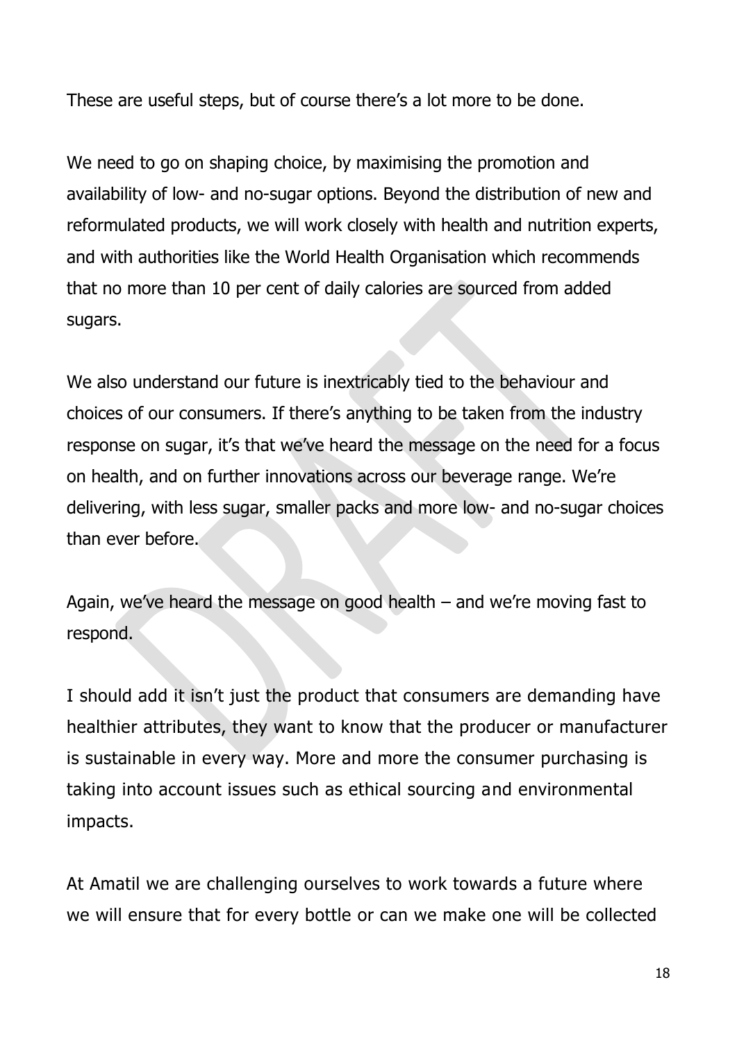These are useful steps, but of course there's a lot more to be done.

We need to go on shaping choice, by maximising the promotion and availability of low- and no-sugar options. Beyond the distribution of new and reformulated products, we will work closely with health and nutrition experts, and with authorities like the World Health Organisation which recommends that no more than 10 per cent of daily calories are sourced from added sugars.

We also understand our future is inextricably tied to the behaviour and choices of our consumers. If there's anything to be taken from the industry response on sugar, it's that we've heard the message on the need for a focus on health, and on further innovations across our beverage range. We're delivering, with less sugar, smaller packs and more low- and no-sugar choices than ever before.

Again, we've heard the message on good health – and we're moving fast to respond.

I should add it isn't just the product that consumers are demanding have healthier attributes, they want to know that the producer or manufacturer is sustainable in every way. More and more the consumer purchasing is taking into account issues such as ethical sourcing and environmental impacts.

At Amatil we are challenging ourselves to work towards a future where we will ensure that for every bottle or can we make one will be collected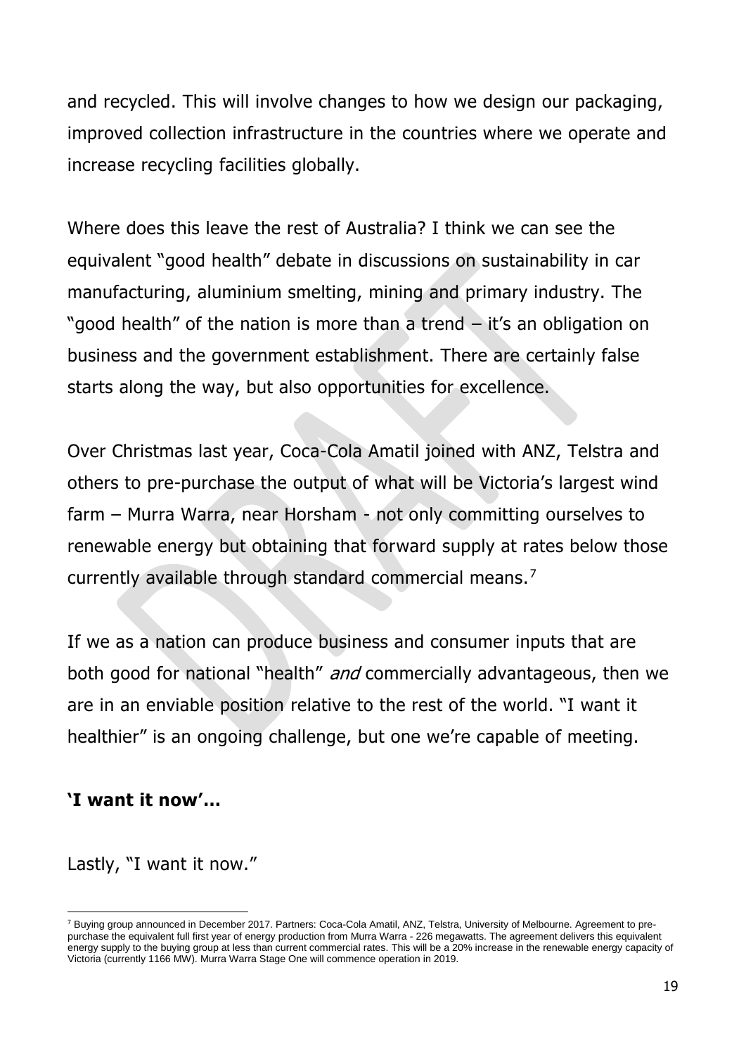and recycled. This will involve changes to how we design our packaging, improved collection infrastructure in the countries where we operate and increase recycling facilities globally.

Where does this leave the rest of Australia? I think we can see the equivalent "good health" debate in discussions on sustainability in car manufacturing, aluminium smelting, mining and primary industry. The "good health" of the nation is more than a trend – it's an obligation on business and the government establishment. There are certainly false starts along the way, but also opportunities for excellence.

Over Christmas last year, Coca-Cola Amatil joined with ANZ, Telstra and others to pre-purchase the output of what will be Victoria's largest wind farm – Murra Warra, near Horsham - not only committing ourselves to renewable energy but obtaining that forward supply at rates below those currently available through standard commercial means.[7]

If we as a nation can produce business and consumer inputs that are both good for national "health" *and* commercially advantageous, then we are in an enviable position relative to the rest of the world. "I want it healthier" is an ongoing challenge, but one we're capable of meeting.

**'I want it now'…**

Lastly, "I want it now."

---

[7] Buying group announced in December 2017. Partners: Coca-Cola Amatil, ANZ, Telstra, University of Melbourne. Agreement to pre-purchase the equivalent full first year of energy production from Murra Warra - 226 megawatts. The agreement delivers this equivalent energy supply to the buying group at less than current commercial rates. This will be a 20% increase in the renewable energy capacity of Victoria (currently 1166 MW). Murra Warra Stage One will commence operation in 2019.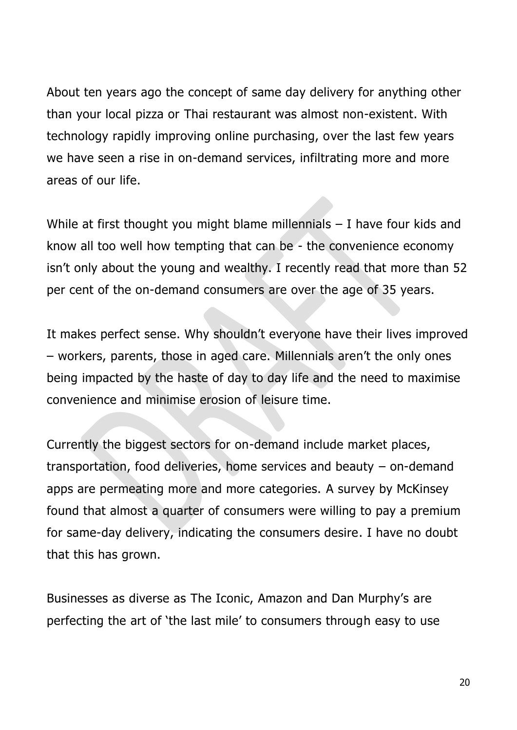About ten years ago the concept of same day delivery for anything other than your local pizza or Thai restaurant was almost non-existent. With technology rapidly improving online purchasing, over the last few years we have seen a rise in on-demand services, infiltrating more and more areas of our life.

While at first thought you might blame millennials – I have four kids and know all too well how tempting that can be - the convenience economy isn't only about the young and wealthy. I recently read that more than 52 per cent of the on-demand consumers are over the age of 35 years.

It makes perfect sense. Why shouldn't everyone have their lives improved – workers, parents, those in aged care. Millennials aren't the only ones being impacted by the haste of day to day life and the need to maximise convenience and minimise erosion of leisure time.

Currently the biggest sectors for on-demand include market places, transportation, food deliveries, home services and beauty – on-demand apps are permeating more and more categories. A survey by McKinsey found that almost a quarter of consumers were willing to pay a premium for same-day delivery, indicating the consumers desire. I have no doubt that this has grown.

Businesses as diverse as The Iconic, Amazon and Dan Murphy's are perfecting the art of 'the last mile' to consumers through easy to use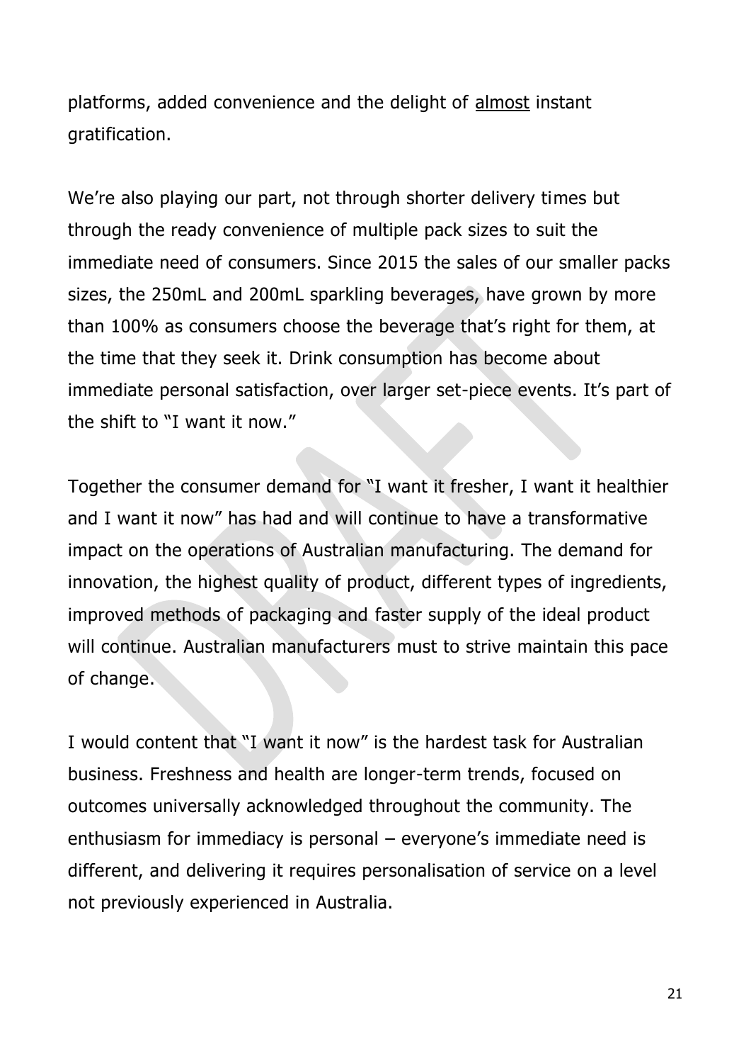platforms, added convenience and the delight of <u>almost</u> instant gratification.

We're also playing our part, not through shorter delivery times but through the ready convenience of multiple pack sizes to suit the immediate need of consumers. Since 2015 the sales of our smaller packs sizes, the 250mL and 200mL sparkling beverages, have grown by more than 100% as consumers choose the beverage that's right for them, at the time that they seek it. Drink consumption has become about immediate personal satisfaction, over larger set-piece events. It's part of the shift to "I want it now."

Together the consumer demand for "I want it fresher, I want it healthier and I want it now" has had and will continue to have a transformative impact on the operations of Australian manufacturing. The demand for innovation, the highest quality of product, different types of ingredients, improved methods of packaging and faster supply of the ideal product will continue. Australian manufacturers must to strive maintain this pace of change.

I would content that "I want it now" is the hardest task for Australian business. Freshness and health are longer-term trends, focused on outcomes universally acknowledged throughout the community. The enthusiasm for immediacy is personal – everyone's immediate need is different, and delivering it requires personalisation of service on a level not previously experienced in Australia.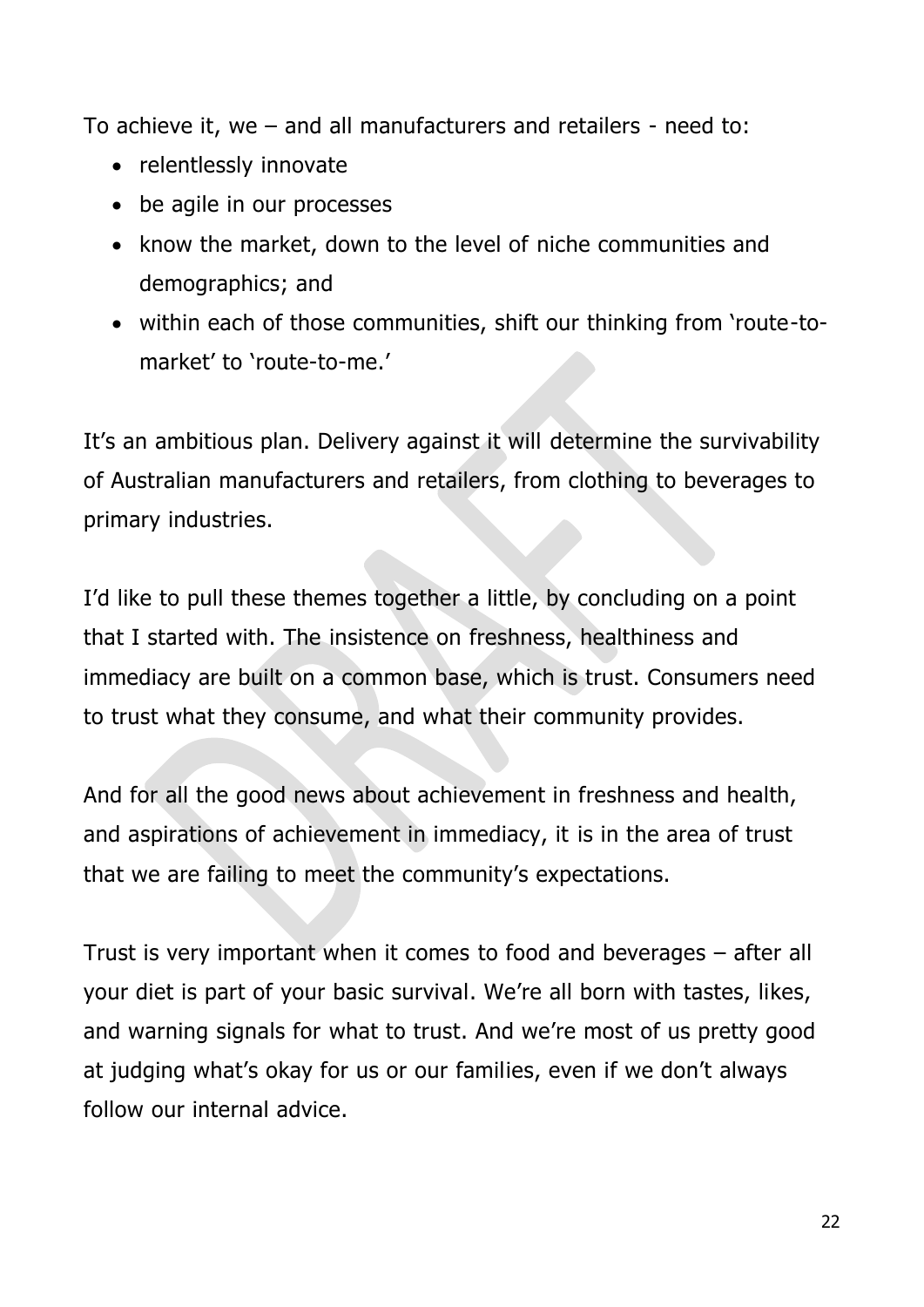To achieve it, we – and all manufacturers and retailers - need to:

- relentlessly innovate
- be agile in our processes
- know the market, down to the level of niche communities and demographics; and
- within each of those communities, shift our thinking from 'route-to-market' to 'route-to-me.'

It's an ambitious plan. Delivery against it will determine the survivability of Australian manufacturers and retailers, from clothing to beverages to primary industries.

I'd like to pull these themes together a little, by concluding on a point that I started with. The insistence on freshness, healthiness and immediacy are built on a common base, which is trust. Consumers need to trust what they consume, and what their community provides.

And for all the good news about achievement in freshness and health, and aspirations of achievement in immediacy, it is in the area of trust that we are failing to meet the community's expectations.

Trust is very important when it comes to food and beverages – after all your diet is part of your basic survival. We're all born with tastes, likes, and warning signals for what to trust. And we're most of us pretty good at judging what's okay for us or our families, even if we don't always follow our internal advice.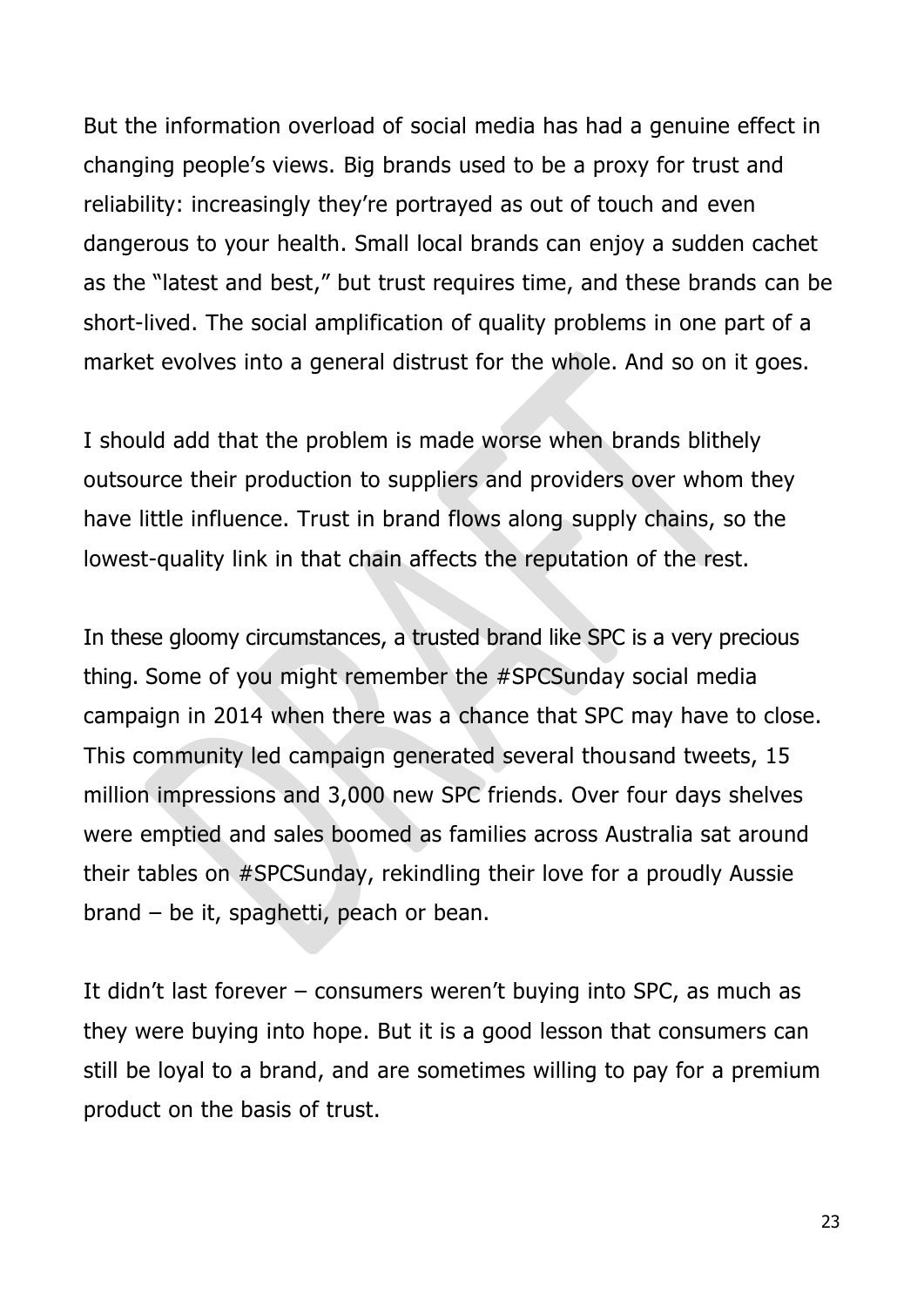But the information overload of social media has had a genuine effect in changing people's views. Big brands used to be a proxy for trust and reliability: increasingly they're portrayed as out of touch and even dangerous to your health. Small local brands can enjoy a sudden cachet as the "latest and best," but trust requires time, and these brands can be short-lived. The social amplification of quality problems in one part of a market evolves into a general distrust for the whole. And so on it goes.

I should add that the problem is made worse when brands blithely outsource their production to suppliers and providers over whom they have little influence. Trust in brand flows along supply chains, so the lowest-quality link in that chain affects the reputation of the rest.

In these gloomy circumstances, a trusted brand like SPC is a very precious thing. Some of you might remember the #SPCSunday social media campaign in 2014 when there was a chance that SPC may have to close. This community led campaign generated several thousand tweets, 15 million impressions and 3,000 new SPC friends. Over four days shelves were emptied and sales boomed as families across Australia sat around their tables on #SPCSunday, rekindling their love for a proudly Aussie brand – be it, spaghetti, peach or bean.

It didn't last forever – consumers weren't buying into SPC, as much as they were buying into hope. But it is a good lesson that consumers can still be loyal to a brand, and are sometimes willing to pay for a premium product on the basis of trust.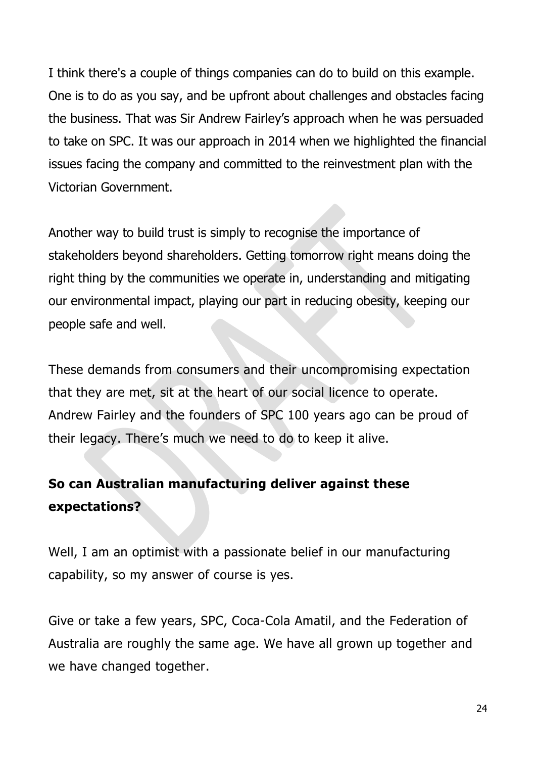I think there's a couple of things companies can do to build on this example. One is to do as you say, and be upfront about challenges and obstacles facing the business. That was Sir Andrew Fairley's approach when he was persuaded to take on SPC. It was our approach in 2014 when we highlighted the financial issues facing the company and committed to the reinvestment plan with the Victorian Government.

Another way to build trust is simply to recognise the importance of stakeholders beyond shareholders. Getting tomorrow right means doing the right thing by the communities we operate in, understanding and mitigating our environmental impact, playing our part in reducing obesity, keeping our people safe and well.

These demands from consumers and their uncompromising expectation that they are met, sit at the heart of our social licence to operate. Andrew Fairley and the founders of SPC 100 years ago can be proud of their legacy. There's much we need to do to keep it alive.

**So can Australian manufacturing deliver against these expectations?**

Well, I am an optimist with a passionate belief in our manufacturing capability, so my answer of course is yes.

Give or take a few years, SPC, Coca-Cola Amatil, and the Federation of Australia are roughly the same age. We have all grown up together and we have changed together.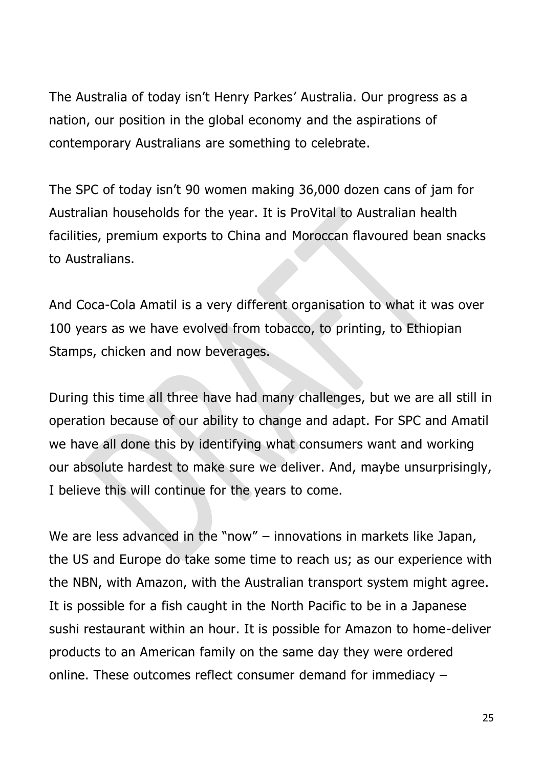The Australia of today isn't Henry Parkes' Australia. Our progress as a nation, our position in the global economy and the aspirations of contemporary Australians are something to celebrate.

The SPC of today isn't 90 women making 36,000 dozen cans of jam for Australian households for the year. It is ProVital to Australian health facilities, premium exports to China and Moroccan flavoured bean snacks to Australians.

And Coca-Cola Amatil is a very different organisation to what it was over 100 years as we have evolved from tobacco, to printing, to Ethiopian Stamps, chicken and now beverages.

During this time all three have had many challenges, but we are all still in operation because of our ability to change and adapt. For SPC and Amatil we have all done this by identifying what consumers want and working our absolute hardest to make sure we deliver. And, maybe unsurprisingly, I believe this will continue for the years to come.

We are less advanced in the "now" – innovations in markets like Japan, the US and Europe do take some time to reach us; as our experience with the NBN, with Amazon, with the Australian transport system might agree. It is possible for a fish caught in the North Pacific to be in a Japanese sushi restaurant within an hour. It is possible for Amazon to home-deliver products to an American family on the same day they were ordered online. These outcomes reflect consumer demand for immediacy –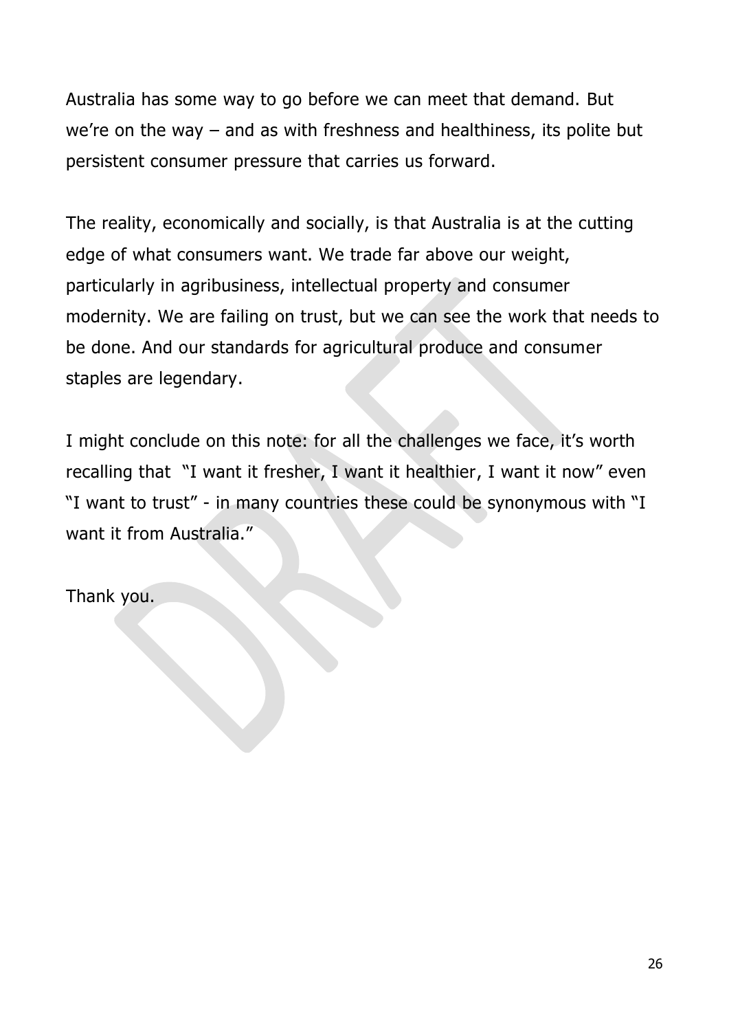Australia has some way to go before we can meet that demand. But we're on the way – and as with freshness and healthiness, its polite but persistent consumer pressure that carries us forward.

The reality, economically and socially, is that Australia is at the cutting edge of what consumers want. We trade far above our weight, particularly in agribusiness, intellectual property and consumer modernity. We are failing on trust, but we can see the work that needs to be done. And our standards for agricultural produce and consumer staples are legendary.

I might conclude on this note: for all the challenges we face, it's worth recalling that "I want it fresher, I want it healthier, I want it now" even "I want to trust" - in many countries these could be synonymous with "I want it from Australia."

Thank you.